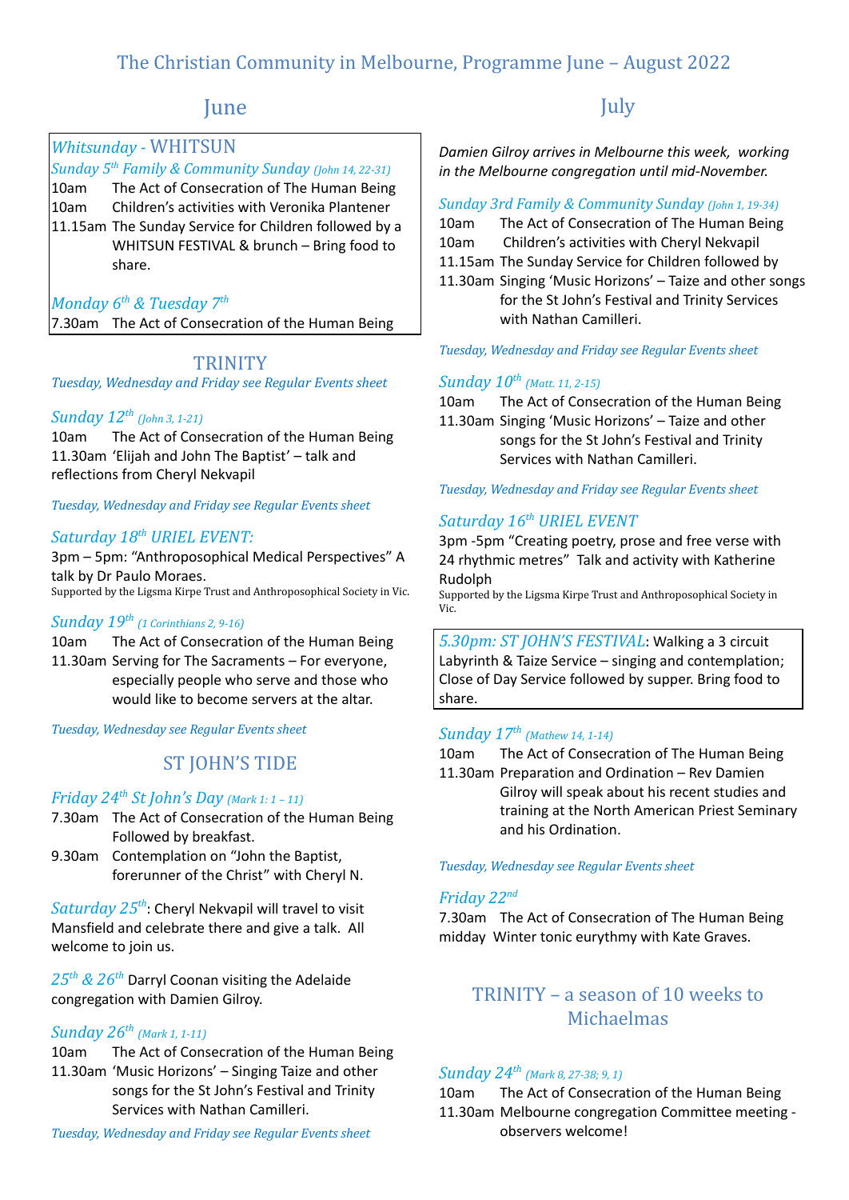# The Christian Community in Melbourne, Programme June – August 2022

## June

### *Whitsunday* - WHITSUN

*Sunday 5th Family & Community Sunday (John 14, 22-31)*

10am The Act of Consecration of The Human Being
10am Children's activities with Veronika Plantener
11.15am The Sunday Service for Children followed by a WHITSUN FESTIVAL & brunch – Bring food to share.

*Monday 6th & Tuesday 7th*

7.30am The Act of Consecration of the Human Being

### TRINITY

*Tuesday, Wednesday and Friday see Regular Events sheet*

*Sunday 12th (John 3, 1-21)*

10am The Act of Consecration of the Human Being
11.30am 'Elijah and John The Baptist' – talk and reflections from Cheryl Nekvapil

*Tuesday, Wednesday and Friday see Regular Events sheet*

*Saturday 18th URIEL EVENT:*

3pm – 5pm: "Anthroposophical Medical Perspectives" A talk by Dr Paulo Moraes.
Supported by the Ligsma Kirpe Trust and Anthroposophical Society in Vic.

*Sunday 19th (1 Corinthians 2, 9-16)*

10am The Act of Consecration of the Human Being
11.30am Serving for The Sacraments – For everyone, especially people who serve and those who would like to become servers at the altar.

*Tuesday, Wednesday see Regular Events sheet*

### ST JOHN'S TIDE

*Friday 24th St John's Day (Mark 1: 1 – 11)*

7.30am The Act of Consecration of the Human Being Followed by breakfast.
9.30am Contemplation on "John the Baptist, forerunner of the Christ" with Cheryl N.

*Saturday 25th*: Cheryl Nekvapil will travel to visit Mansfield and celebrate there and give a talk. All welcome to join us.

*25th & 26th* Darryl Coonan visiting the Adelaide congregation with Damien Gilroy.

*Sunday 26th (Mark 1, 1-11)*

10am The Act of Consecration of the Human Being
11.30am 'Music Horizons' – Singing Taize and other songs for the St John's Festival and Trinity Services with Nathan Camilleri.

*Tuesday, Wednesday and Friday see Regular Events sheet*

## July

*Damien Gilroy arrives in Melbourne this week, working in the Melbourne congregation until mid-November.*

*Sunday 3rd Family & Community Sunday (John 1, 19-34)*

10am The Act of Consecration of The Human Being
10am Children's activities with Cheryl Nekvapil
11.15am The Sunday Service for Children followed by
11.30am Singing 'Music Horizons' – Taize and other songs for the St John's Festival and Trinity Services with Nathan Camilleri.

*Tuesday, Wednesday and Friday see Regular Events sheet*

*Sunday 10th (Matt. 11, 2-15)*

10am The Act of Consecration of the Human Being
11.30am Singing 'Music Horizons' – Taize and other songs for the St John's Festival and Trinity Services with Nathan Camilleri.

*Tuesday, Wednesday and Friday see Regular Events sheet*

*Saturday 16th URIEL EVENT*

3pm -5pm "Creating poetry, prose and free verse with 24 rhythmic metres" Talk and activity with Katherine Rudolph
Supported by the Ligsma Kirpe Trust and Anthroposophical Society in Vic.

*5.30pm: ST JOHN'S FESTIVAL*: Walking a 3 circuit Labyrinth & Taize Service – singing and contemplation; Close of Day Service followed by supper. Bring food to share.

*Sunday 17th (Mathew 14, 1-14)*

10am The Act of Consecration of The Human Being
11.30am Preparation and Ordination – Rev Damien Gilroy will speak about his recent studies and training at the North American Priest Seminary and his Ordination.

*Tuesday, Wednesday see Regular Events sheet*

*Friday 22nd*

7.30am The Act of Consecration of The Human Being
midday Winter tonic eurythmy with Kate Graves.

### TRINITY – a season of 10 weeks to Michaelmas

*Sunday 24th (Mark 8, 27-38; 9, 1)*

10am The Act of Consecration of the Human Being
11.30am Melbourne congregation Committee meeting - observers welcome!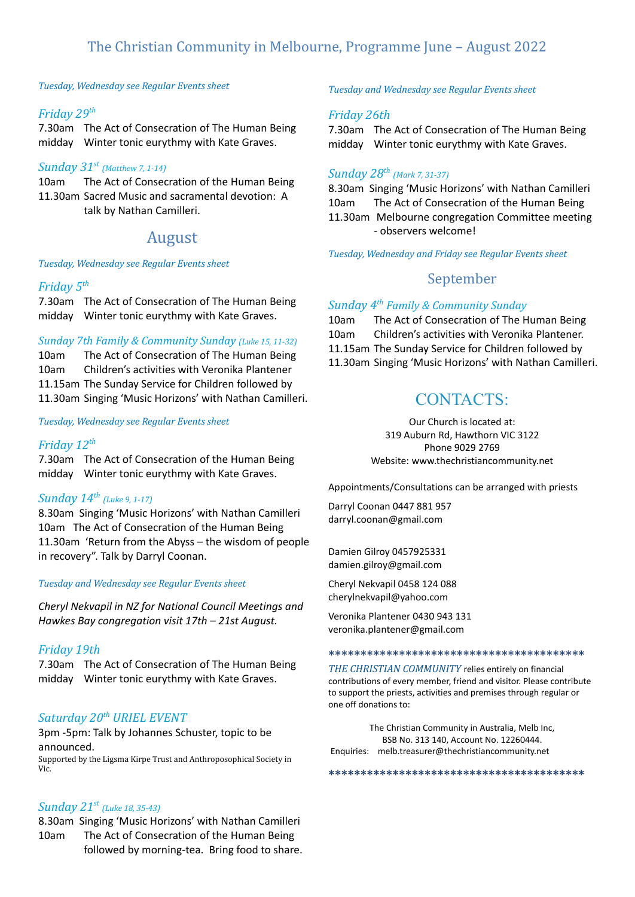# The Christian Community in Melbourne, Programme June – August 2022

*Tuesday, Wednesday see Regular Events sheet*

### *Friday 29th*

7.30am The Act of Consecration of The Human Being
midday Winter tonic eurythmy with Kate Graves.

### *Sunday 31st (Matthew 7, 1-14)*

10am The Act of Consecration of the Human Being
11.30am Sacred Music and sacramental devotion: A talk by Nathan Camilleri.

## August

*Tuesday, Wednesday see Regular Events sheet*

### *Friday 5th*

7.30am The Act of Consecration of The Human Being
midday Winter tonic eurythmy with Kate Graves.

### *Sunday 7th Family & Community Sunday (Luke 15, 11-32)*

10am The Act of Consecration of The Human Being
10am Children's activities with Veronika Plantener
11.15am The Sunday Service for Children followed by
11.30am Singing 'Music Horizons' with Nathan Camilleri.

*Tuesday, Wednesday see Regular Events sheet*

### *Friday 12th*

7.30am The Act of Consecration of the Human Being
midday Winter tonic eurythmy with Kate Graves.

### *Sunday 14th (Luke 9, 1-17)*

8.30am Singing 'Music Horizons' with Nathan Camilleri
10am The Act of Consecration of the Human Being
11.30am 'Return from the Abyss – the wisdom of people in recovery". Talk by Darryl Coonan.

*Tuesday and Wednesday see Regular Events sheet*

*Cheryl Nekvapil in NZ for National Council Meetings and Hawkes Bay congregation visit 17th – 21st August.*

### *Friday 19th*

7.30am The Act of Consecration of The Human Being
midday Winter tonic eurythmy with Kate Graves.

### *Saturday 20th URIEL EVENT*

3pm -5pm: Talk by Johannes Schuster, topic to be announced.
Supported by the Ligsma Kirpe Trust and Anthroposophical Society in Vic.

### *Sunday 21st (Luke 18, 35-43)*

8.30am Singing 'Music Horizons' with Nathan Camilleri
10am The Act of Consecration of the Human Being followed by morning-tea. Bring food to share.

*Tuesday and Wednesday see Regular Events sheet*

### *Friday 26th*

7.30am The Act of Consecration of The Human Being
midday Winter tonic eurythmy with Kate Graves.

### *Sunday 28th (Mark 7, 31-37)*

8.30am Singing 'Music Horizons' with Nathan Camilleri
10am The Act of Consecration of the Human Being
11.30am Melbourne congregation Committee meeting - observers welcome!

*Tuesday, Wednesday and Friday see Regular Events sheet*

## September

### *Sunday 4th Family & Community Sunday*

10am The Act of Consecration of The Human Being
10am Children's activities with Veronika Plantener.
11.15am The Sunday Service for Children followed by
11.30am Singing 'Music Horizons' with Nathan Camilleri.

## CONTACTS:

Our Church is located at:
319 Auburn Rd, Hawthorn VIC 3122
Phone 9029 2769
Website: www.thechristiancommunity.net

Appointments/Consultations can be arranged with priests

Darryl Coonan 0447 881 957
darryl.coonan@gmail.com

Damien Gilroy 0457925331
damien.gilroy@gmail.com

Cheryl Nekvapil 0458 124 088
cherylnekvapil@yahoo.com

Veronika Plantener 0430 943 131
veronika.plantener@gmail.com

****************************************

*THE CHRISTIAN COMMUNITY* relies entirely on financial contributions of every member, friend and visitor. Please contribute to support the priests, activities and premises through regular or one off donations to:

The Christian Community in Australia, Melb Inc,
BSB No. 313 140, Account No. 12260444.
Enquiries: melb.treasurer@thechristiancommunity.net

****************************************